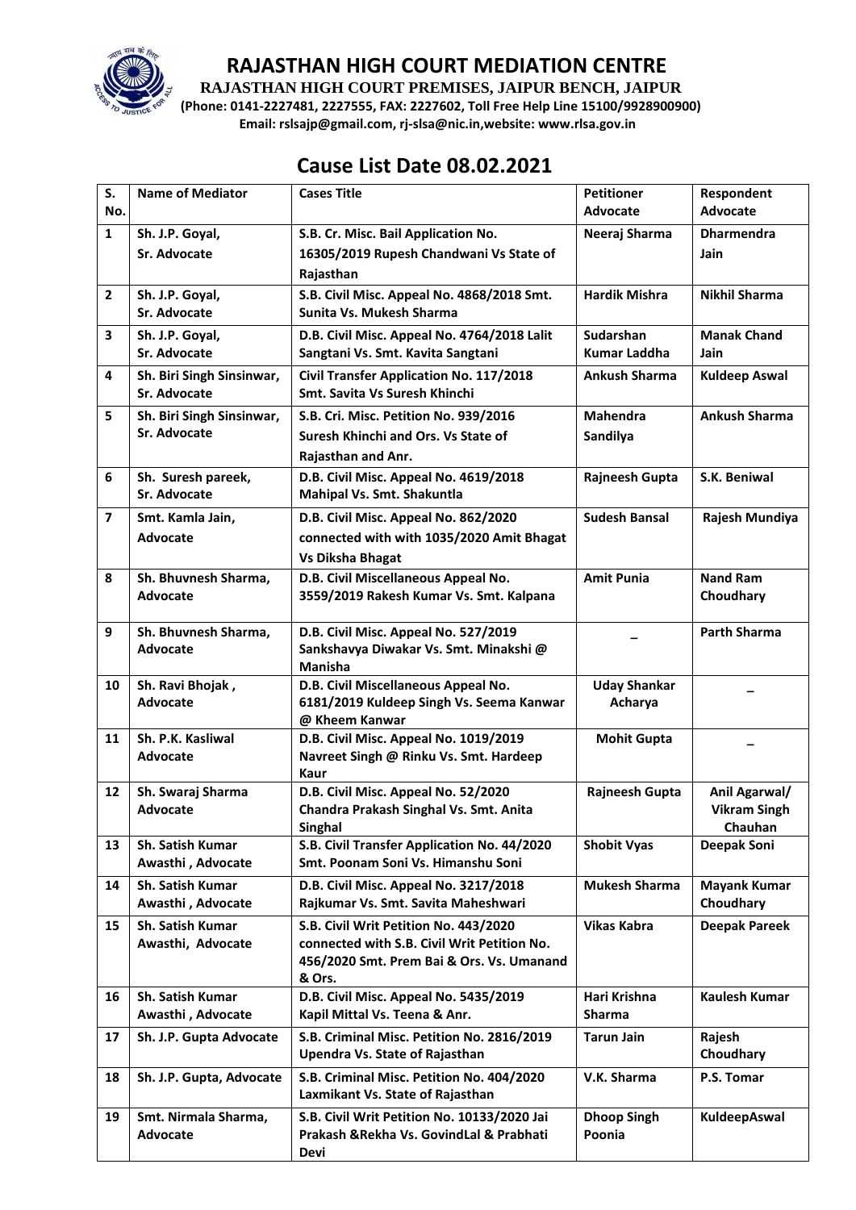# RAJASTHAN HIGH COURT MEDIATION CENTRE

**RAJASTHAN HIGH COURT PREMISES, JAIPUR BENCH, JAIPUR**

**(Phone: 0141-2227481, 2227555, FAX: 2227602, Toll Free Help Line 15100/9928900900)**

**Email: rslsajp@gmail.com, rj-slsa@nic.in,website: www.rlsa.gov.in**

## Cause List Date 08.02.2021

| S. No. | Name of Mediator | Cases Title | Petitioner Advocate | Respondent Advocate |
|---|---|---|---|---|
| 1 | Sh. J.P. Goyal, Sr. Advocate | S.B. Cr. Misc. Bail Application No. 16305/2019 Rupesh Chandwani Vs State of Rajasthan | Neeraj Sharma | Dharmendra Jain |
| 2 | Sh. J.P. Goyal, Sr. Advocate | S.B. Civil Misc. Appeal No. 4868/2018 Smt. Sunita Vs. Mukesh Sharma | Hardik Mishra | Nikhil Sharma |
| 3 | Sh. J.P. Goyal, Sr. Advocate | D.B. Civil Misc. Appeal No. 4764/2018 Lalit Sangtani Vs. Smt. Kavita Sangtani | Sudarshan Kumar Laddha | Manak Chand Jain |
| 4 | Sh. Biri Singh Sinsinwar, Sr. Advocate | Civil Transfer Application No. 117/2018 Smt. Savita Vs Suresh Khinchi | Ankush Sharma | Kuldeep Aswal |
| 5 | Sh. Biri Singh Sinsinwar, Sr. Advocate | S.B. Cri. Misc. Petition No. 939/2016 Suresh Khinchi and Ors. Vs State of Rajasthan and Anr. | Mahendra Sandilya | Ankush Sharma |
| 6 | Sh. Suresh pareek, Sr. Advocate | D.B. Civil Misc. Appeal No. 4619/2018 Mahipal Vs. Smt. Shakuntla | Rajneesh Gupta | S.K. Beniwal |
| 7 | Smt. Kamla Jain, Advocate | D.B. Civil Misc. Appeal No. 862/2020 connected with with 1035/2020 Amit Bhagat Vs Diksha Bhagat | Sudesh Bansal | Rajesh Mundiya |
| 8 | Sh. Bhuvnesh Sharma, Advocate | D.B. Civil Miscellaneous Appeal No. 3559/2019 Rakesh Kumar Vs. Smt. Kalpana | Amit Punia | Nand Ram Choudhary |
| 9 | Sh. Bhuvnesh Sharma, Advocate | D.B. Civil Misc. Appeal No. 527/2019 Sankshavya Diwakar Vs. Smt. Minakshi @ Manisha | – | Parth Sharma |
| 10 | Sh. Ravi Bhojak , Advocate | D.B. Civil Miscellaneous Appeal No. 6181/2019 Kuldeep Singh Vs. Seema Kanwar @ Kheem Kanwar | Uday Shankar Acharya | – |
| 11 | Sh. P.K. Kasliwal Advocate | D.B. Civil Misc. Appeal No. 1019/2019 Navreet Singh @ Rinku Vs. Smt. Hardeep Kaur | Mohit Gupta | – |
| 12 | Sh. Swaraj Sharma Advocate | D.B. Civil Misc. Appeal No. 52/2020 Chandra Prakash Singhal Vs. Smt. Anita Singhal | Rajneesh Gupta | Anil Agarwal/ Vikram Singh Chauhan |
| 13 | Sh. Satish Kumar Awasthi , Advocate | S.B. Civil Transfer Application No. 44/2020 Smt. Poonam Soni Vs. Himanshu Soni | Shobit Vyas | Deepak Soni |
| 14 | Sh. Satish Kumar Awasthi , Advocate | D.B. Civil Misc. Appeal No. 3217/2018 Rajkumar Vs. Smt. Savita Maheshwari | Mukesh Sharma | Mayank Kumar Choudhary |
| 15 | Sh. Satish Kumar Awasthi, Advocate | S.B. Civil Writ Petition No. 443/2020 connected with S.B. Civil Writ Petition No. 456/2020 Smt. Prem Bai & Ors. Vs. Umanand & Ors. | Vikas Kabra | Deepak Pareek |
| 16 | Sh. Satish Kumar Awasthi , Advocate | D.B. Civil Misc. Appeal No. 5435/2019 Kapil Mittal Vs. Teena & Anr. | Hari Krishna Sharma | Kaulesh Kumar |
| 17 | Sh. J.P. Gupta Advocate | S.B. Criminal Misc. Petition No. 2816/2019 Upendra Vs. State of Rajasthan | Tarun Jain | Rajesh Choudhary |
| 18 | Sh. J.P. Gupta, Advocate | S.B. Criminal Misc. Petition No. 404/2020 Laxmikant Vs. State of Rajasthan | V.K. Sharma | P.S. Tomar |
| 19 | Smt. Nirmala Sharma, Advocate | S.B. Civil Writ Petition No. 10133/2020 Jai Prakash &Rekha Vs. GovindLal & Prabhati Devi | Dhoop Singh Poonia | KuldeepAswal |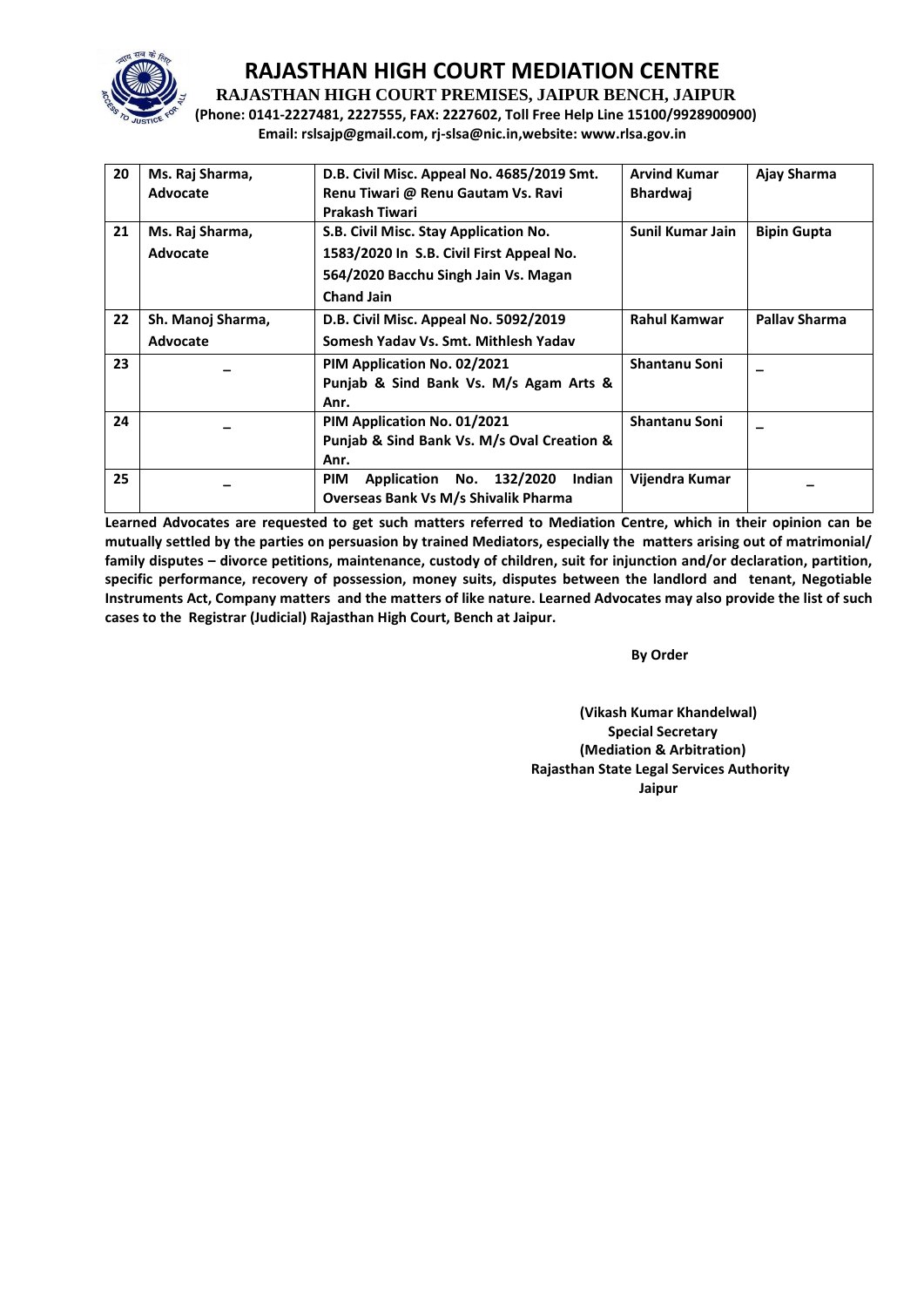# RAJASTHAN HIGH COURT MEDIATION CENTRE

**RAJASTHAN HIGH COURT PREMISES, JAIPUR BENCH, JAIPUR**

**(Phone: 0141-2227481, 2227555, FAX: 2227602, Toll Free Help Line 15100/9928900900)**

**Email: rslsajp@gmail.com, rj-slsa@nic.in,website: www.rlsa.gov.in**

| | | | | |
|---|---|---|---|---|
| 20 | Ms. Raj Sharma, Advocate | D.B. Civil Misc. Appeal No. 4685/2019 Smt. Renu Tiwari @ Renu Gautam Vs. Ravi Prakash Tiwari | Arvind Kumar Bhardwaj | Ajay Sharma |
| 21 | Ms. Raj Sharma, Advocate | S.B. Civil Misc. Stay Application No. 1583/2020 In S.B. Civil First Appeal No. 564/2020 Bacchu Singh Jain Vs. Magan Chand Jain | Sunil Kumar Jain | Bipin Gupta |
| 22 | Sh. Manoj Sharma, Advocate | D.B. Civil Misc. Appeal No. 5092/2019 Somesh Yadav Vs. Smt. Mithlesh Yadav | Rahul Kamwar | Pallav Sharma |
| 23 | – | PIM Application No. 02/2021 Punjab & Sind Bank Vs. M/s Agam Arts & Anr. | Shantanu Soni | – |
| 24 | – | PIM Application No. 01/2021 Punjab & Sind Bank Vs. M/s Oval Creation & Anr. | Shantanu Soni | – |
| 25 | – | PIM Application No. 132/2020 Indian Overseas Bank Vs M/s Shivalik Pharma | Vijendra Kumar | – |

**Learned Advocates are requested to get such matters referred to Mediation Centre, which in their opinion can be mutually settled by the parties on persuasion by trained Mediators, especially the matters arising out of matrimonial/ family disputes – divorce petitions, maintenance, custody of children, suit for injunction and/or declaration, partition, specific performance, recovery of possession, money suits, disputes between the landlord and tenant, Negotiable Instruments Act, Company matters and the matters of like nature. Learned Advocates may also provide the list of such cases to the Registrar (Judicial) Rajasthan High Court, Bench at Jaipur.**

**By Order**

**(Vikash Kumar Khandelwal)**
**Special Secretary**
**(Mediation & Arbitration)**
**Rajasthan State Legal Services Authority**
**Jaipur**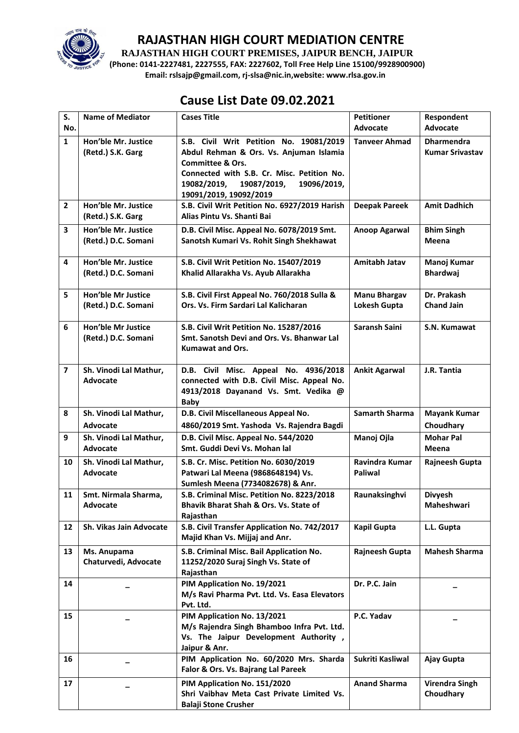# RAJASTHAN HIGH COURT MEDIATION CENTRE

**RAJASTHAN HIGH COURT PREMISES, JAIPUR BENCH, JAIPUR**

**(Phone: 0141-2227481, 2227555, FAX: 2227602, Toll Free Help Line 15100/9928900900)**

**Email: rslsajp@gmail.com, rj-slsa@nic.in,website: www.rlsa.gov.in**

## Cause List Date 09.02.2021

| S. No. | Name of Mediator | Cases Title | Petitioner Advocate | Respondent Advocate |
|---|---|---|---|---|
| 1 | Hon'ble Mr. Justice (Retd.) S.K. Garg | S.B. Civil Writ Petition No. 19081/2019 Abdul Rehman & Ors. Vs. Anjuman Islamia Committee & Ors. Connected with S.B. Cr. Misc. Petition No. 19082/2019, 19087/2019, 19096/2019, 19091/2019, 19092/2019 | Tanveer Ahmad | Dharmendra Kumar Srivastav |
| 2 | Hon'ble Mr. Justice (Retd.) S.K. Garg | S.B. Civil Writ Petition No. 6927/2019 Harish Alias Pintu Vs. Shanti Bai | Deepak Pareek | Amit Dadhich |
| 3 | Hon'ble Mr. Justice (Retd.) D.C. Somani | D.B. Civil Misc. Appeal No. 6078/2019 Smt. Sanotsh Kumari Vs. Rohit Singh Shekhawat | Anoop Agarwal | Bhim Singh Meena |
| 4 | Hon'ble Mr. Justice (Retd.) D.C. Somani | S.B. Civil Writ Petition No. 15407/2019 Khalid Allarakha Vs. Ayub Allarakha | Amitabh Jatav | Manoj Kumar Bhardwaj |
| 5 | Hon'ble Mr Justice (Retd.) D.C. Somani | S.B. Civil First Appeal No. 760/2018 Sulla & Ors. Vs. Firm Sardari Lal Kalicharan | Manu Bhargav Lokesh Gupta | Dr. Prakash Chand Jain |
| 6 | Hon'ble Mr Justice (Retd.) D.C. Somani | S.B. Civil Writ Petition No. 15287/2016 Smt. Sanotsh Devi and Ors. Vs. Bhanwar Lal Kumawat and Ors. | Saransh Saini | S.N. Kumawat |
| 7 | Sh. Vinodi Lal Mathur, Advocate | D.B. Civil Misc. Appeal No. 4936/2018 connected with D.B. Civil Misc. Appeal No. 4913/2018 Dayanand Vs. Smt. Vedika @ Baby | Ankit Agarwal | J.R. Tantia |
| 8 | Sh. Vinodi Lal Mathur, Advocate | D.B. Civil Miscellaneous Appeal No. 4860/2019 Smt. Yashoda Vs. Rajendra Bagdi | Samarth Sharma | Mayank Kumar Choudhary |
| 9 | Sh. Vinodi Lal Mathur, Advocate | D.B. Civil Misc. Appeal No. 544/2020 Smt. Guddi Devi Vs. Mohan lal | Manoj Ojla | Mohar Pal Meena |
| 10 | Sh. Vinodi Lal Mathur, Advocate | S.B. Cr. Misc. Petition No. 6030/2019 Patwari Lal Meena (9868648194) Vs. Sumlesh Meena (7734082678) & Anr. | Ravindra Kumar Paliwal | Rajneesh Gupta |
| 11 | Smt. Nirmala Sharma, Advocate | S.B. Criminal Misc. Petition No. 8223/2018 Bhavik Bharat Shah & Ors. Vs. State of Rajasthan | Raunaksinghvi | Divyesh Maheshwari |
| 12 | Sh. Vikas Jain Advocate | S.B. Civil Transfer Application No. 742/2017 Majid Khan Vs. Mijjaj and Anr. | Kapil Gupta | L.L. Gupta |
| 13 | Ms. Anupama Chaturvedi, Advocate | S.B. Criminal Misc. Bail Application No. 11252/2020 Suraj Singh Vs. State of Rajasthan | Rajneesh Gupta | Mahesh Sharma |
| 14 | _ | PIM Application No. 19/2021 M/s Ravi Pharma Pvt. Ltd. Vs. Easa Elevators Pvt. Ltd. | Dr. P.C. Jain | _ |
| 15 | _ | PIM Application No. 13/2021 M/s Rajendra Singh Bhamboo Infra Pvt. Ltd. Vs. The Jaipur Development Authority , Jaipur & Anr. | P.C. Yadav | _ |
| 16 | _ | PIM Application No. 60/2020 Mrs. Sharda Falor & Ors. Vs. Bajrang Lal Pareek | Sukriti Kasliwal | Ajay Gupta |
| 17 | _ | PIM Application No. 151/2020 Shri Vaibhav Meta Cast Private Limited Vs. Balaji Stone Crusher | Anand Sharma | Virendra Singh Choudhary |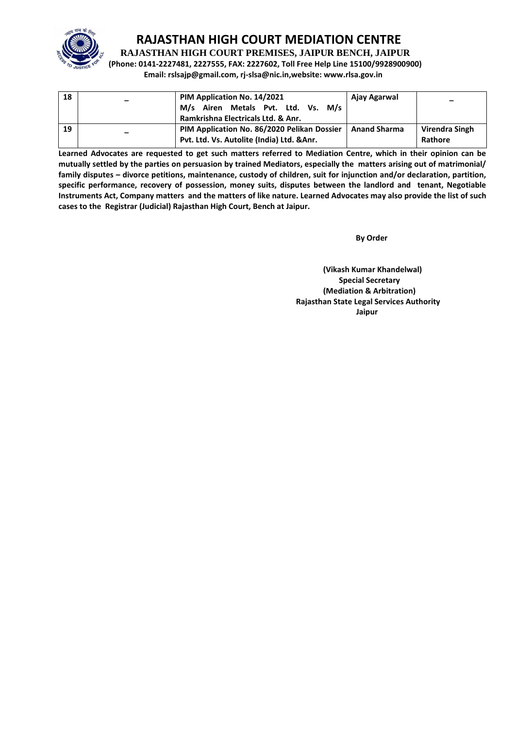# RAJASTHAN HIGH COURT MEDIATION CENTRE

**RAJASTHAN HIGH COURT PREMISES, JAIPUR BENCH, JAIPUR**

**(Phone: 0141-2227481, 2227555, FAX: 2227602, Toll Free Help Line 15100/9928900900)**

**Email: rslsajp@gmail.com, rj-slsa@nic.in,website: www.rlsa.gov.in**

| | | | | |
|---|---|---|---|---|
| **18** | – | **PIM Application No. 14/2021 M/s Airen Metals Pvt. Ltd. Vs. M/s Ramkrishna Electricals Ltd. & Anr.** | **Ajay Agarwal** | – |
| **19** | – | **PIM Application No. 86/2020 Pelikan Dossier Pvt. Ltd. Vs. Autolite (India) Ltd. &Anr.** | **Anand Sharma** | **Virendra Singh Rathore** |

**Learned Advocates are requested to get such matters referred to Mediation Centre, which in their opinion can be mutually settled by the parties on persuasion by trained Mediators, especially the matters arising out of matrimonial/ family disputes – divorce petitions, maintenance, custody of children, suit for injunction and/or declaration, partition, specific performance, recovery of possession, money suits, disputes between the landlord and tenant, Negotiable Instruments Act, Company matters and the matters of like nature. Learned Advocates may also provide the list of such cases to the Registrar (Judicial) Rajasthan High Court, Bench at Jaipur.**

**By Order**

**(Vikash Kumar Khandelwal)**
**Special Secretary**
**(Mediation & Arbitration)**
**Rajasthan State Legal Services Authority**
**Jaipur**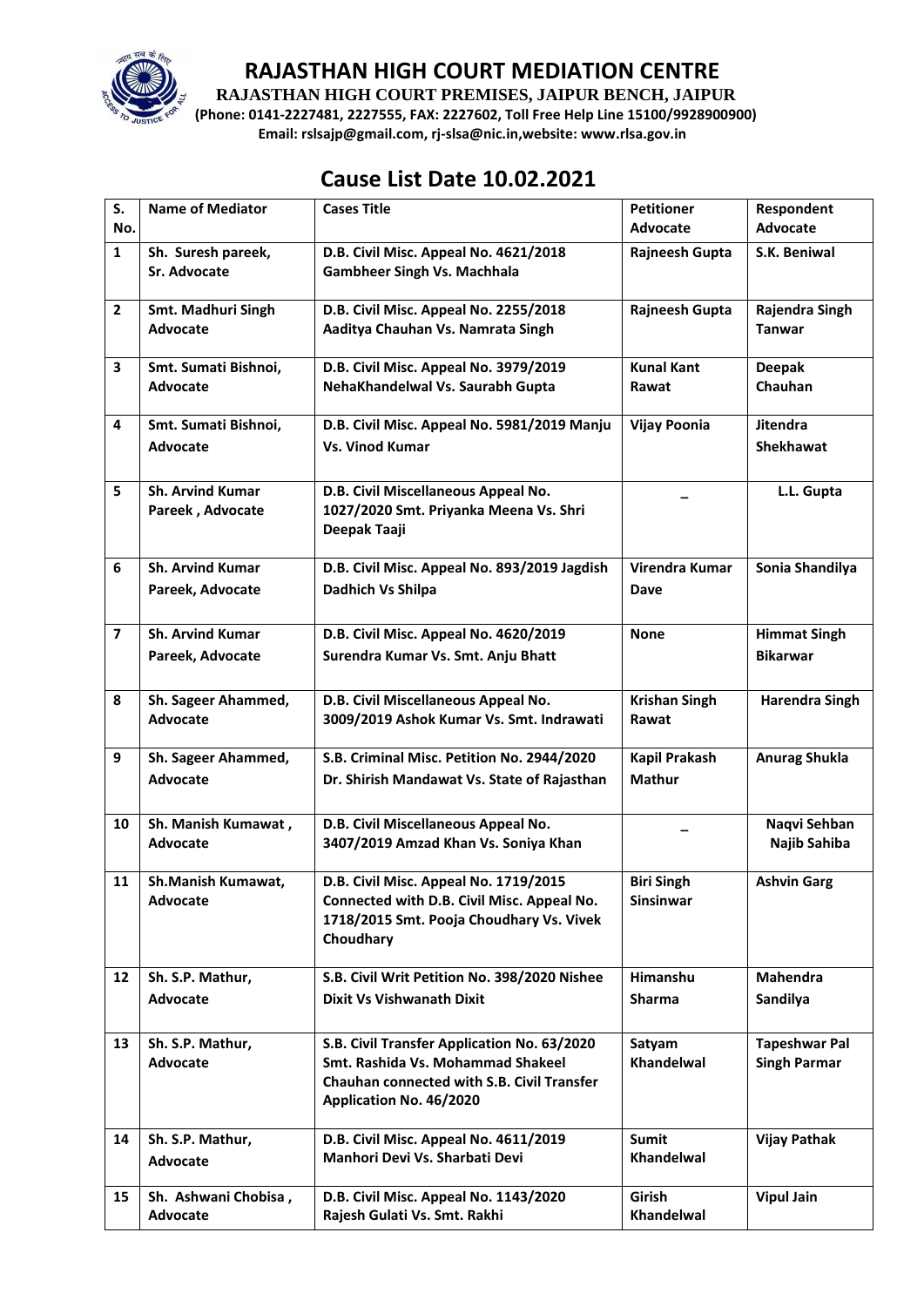# RAJASTHAN HIGH COURT MEDIATION CENTRE

**RAJASTHAN HIGH COURT PREMISES, JAIPUR BENCH, JAIPUR**

**(Phone: 0141-2227481, 2227555, FAX: 2227602, Toll Free Help Line 15100/9928900900)**

**Email: rslsajp@gmail.com, rj-slsa@nic.in,website: www.rlsa.gov.in**

## Cause List Date 10.02.2021

| S. No. | Name of Mediator | Cases Title | Petitioner Advocate | Respondent Advocate |
|---|---|---|---|---|
| 1 | Sh. Suresh pareek, Sr. Advocate | D.B. Civil Misc. Appeal No. 4621/2018 Gambheer Singh Vs. Machhala | Rajneesh Gupta | S.K. Beniwal |
| 2 | Smt. Madhuri Singh Advocate | D.B. Civil Misc. Appeal No. 2255/2018 Aaditya Chauhan Vs. Namrata Singh | Rajneesh Gupta | Rajendra Singh Tanwar |
| 3 | Smt. Sumati Bishnoi, Advocate | D.B. Civil Misc. Appeal No. 3979/2019 NehaKhandelwal Vs. Saurabh Gupta | Kunal Kant Rawat | Deepak Chauhan |
| 4 | Smt. Sumati Bishnoi, Advocate | D.B. Civil Misc. Appeal No. 5981/2019 Manju Vs. Vinod Kumar | Vijay Poonia | Jitendra Shekhawat |
| 5 | Sh. Arvind Kumar Pareek , Advocate | D.B. Civil Miscellaneous Appeal No. 1027/2020 Smt. Priyanka Meena Vs. Shri Deepak Taaji | _ | L.L. Gupta |
| 6 | Sh. Arvind Kumar Pareek, Advocate | D.B. Civil Misc. Appeal No. 893/2019 Jagdish Dadhich Vs Shilpa | Virendra Kumar Dave | Sonia Shandilya |
| 7 | Sh. Arvind Kumar Pareek, Advocate | D.B. Civil Misc. Appeal No. 4620/2019 Surendra Kumar Vs. Smt. Anju Bhatt | None | Himmat Singh Bikarwar |
| 8 | Sh. Sageer Ahammed, Advocate | D.B. Civil Miscellaneous Appeal No. 3009/2019 Ashok Kumar Vs. Smt. Indrawati | Krishan Singh Rawat | Harendra Singh |
| 9 | Sh. Sageer Ahammed, Advocate | S.B. Criminal Misc. Petition No. 2944/2020 Dr. Shirish Mandawat Vs. State of Rajasthan | Kapil Prakash Mathur | Anurag Shukla |
| 10 | Sh. Manish Kumawat , Advocate | D.B. Civil Miscellaneous Appeal No. 3407/2019 Amzad Khan Vs. Soniya Khan | _ | Naqvi Sehban Najib Sahiba |
| 11 | Sh.Manish Kumawat, Advocate | D.B. Civil Misc. Appeal No. 1719/2015 Connected with D.B. Civil Misc. Appeal No. 1718/2015 Smt. Pooja Choudhary Vs. Vivek Choudhary | Biri Singh Sinsinwar | Ashvin Garg |
| 12 | Sh. S.P. Mathur, Advocate | S.B. Civil Writ Petition No. 398/2020 Nishee Dixit Vs Vishwanath Dixit | Himanshu Sharma | Mahendra Sandilya |
| 13 | Sh. S.P. Mathur, Advocate | S.B. Civil Transfer Application No. 63/2020 Smt. Rashida Vs. Mohammad Shakeel Chauhan connected with S.B. Civil Transfer Application No. 46/2020 | Satyam Khandelwal | Tapeshwar Pal Singh Parmar |
| 14 | Sh. S.P. Mathur, Advocate | D.B. Civil Misc. Appeal No. 4611/2019 Manhori Devi Vs. Sharbati Devi | Sumit Khandelwal | Vijay Pathak |
| 15 | Sh. Ashwani Chobisa , Advocate | D.B. Civil Misc. Appeal No. 1143/2020 Rajesh Gulati Vs. Smt. Rakhi | Girish Khandelwal | Vipul Jain |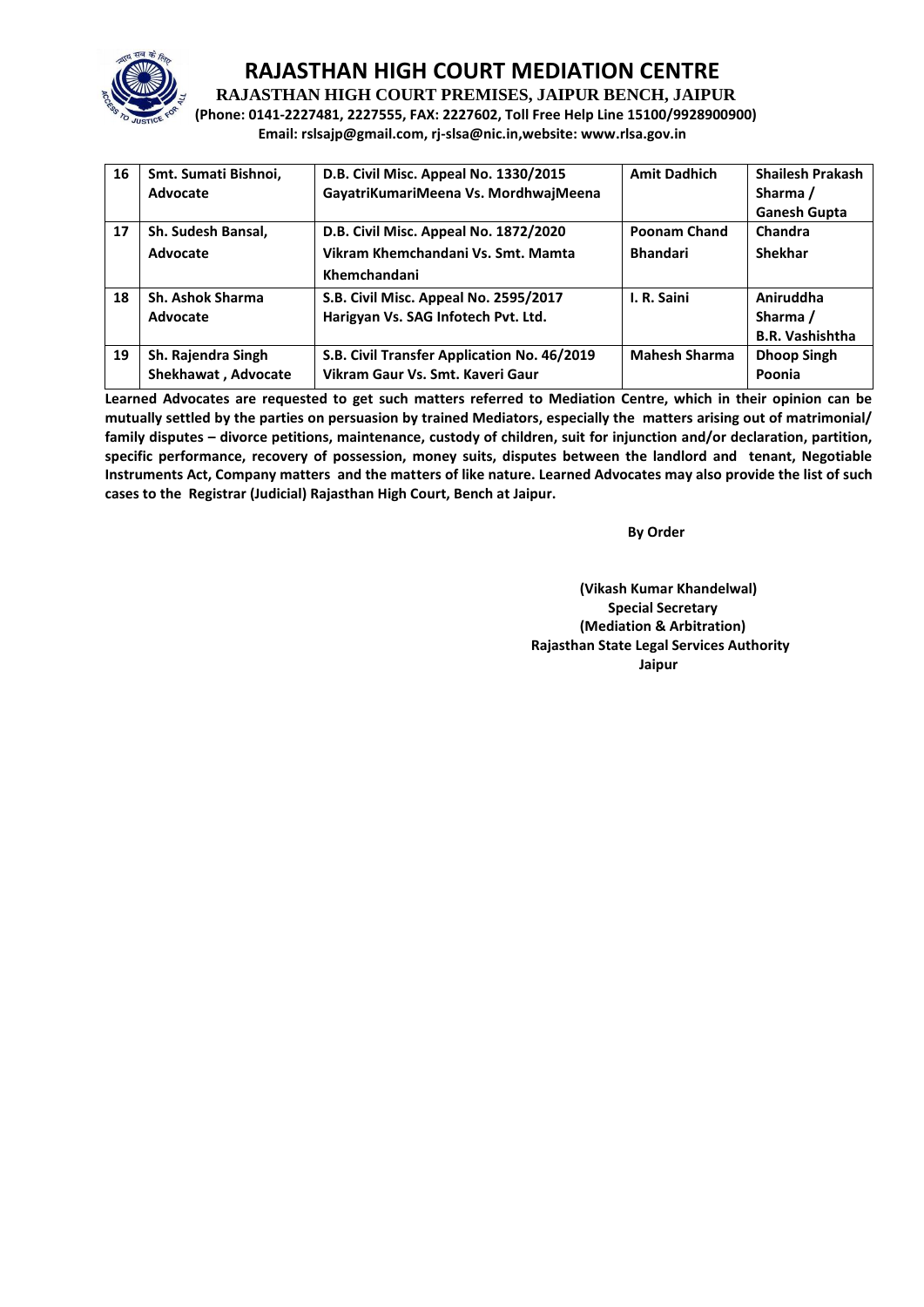# RAJASTHAN HIGH COURT MEDIATION CENTRE

**RAJASTHAN HIGH COURT PREMISES, JAIPUR BENCH, JAIPUR**

**(Phone: 0141-2227481, 2227555, FAX: 2227602, Toll Free Help Line 15100/9928900900)**

**Email: rslsajp@gmail.com, rj-slsa@nic.in,website: www.rlsa.gov.in**

| 16 | Smt. Sumati Bishnoi, Advocate | D.B. Civil Misc. Appeal No. 1330/2015 GayatriKumariMeena Vs. MordhwajMeena | Amit Dadhich | Shailesh Prakash Sharma / Ganesh Gupta |
|---|---|---|---|---|
| 17 | Sh. Sudesh Bansal, Advocate | D.B. Civil Misc. Appeal No. 1872/2020 Vikram Khemchandani Vs. Smt. Mamta Khemchandani | Poonam Chand Bhandari | Chandra Shekhar |
| 18 | Sh. Ashok Sharma Advocate | S.B. Civil Misc. Appeal No. 2595/2017 Harigyan Vs. SAG Infotech Pvt. Ltd. | I. R. Saini | Aniruddha Sharma / B.R. Vashishtha |
| 19 | Sh. Rajendra Singh Shekhawat , Advocate | S.B. Civil Transfer Application No. 46/2019 Vikram Gaur Vs. Smt. Kaveri Gaur | Mahesh Sharma | Dhoop Singh Poonia |

**Learned Advocates are requested to get such matters referred to Mediation Centre, which in their opinion can be mutually settled by the parties on persuasion by trained Mediators, especially the matters arising out of matrimonial/ family disputes – divorce petitions, maintenance, custody of children, suit for injunction and/or declaration, partition, specific performance, recovery of possession, money suits, disputes between the landlord and tenant, Negotiable Instruments Act, Company matters and the matters of like nature. Learned Advocates may also provide the list of such cases to the Registrar (Judicial) Rajasthan High Court, Bench at Jaipur.**

**By Order**

**(Vikash Kumar Khandelwal)**
**Special Secretary**
**(Mediation & Arbitration)**
**Rajasthan State Legal Services Authority**
**Jaipur**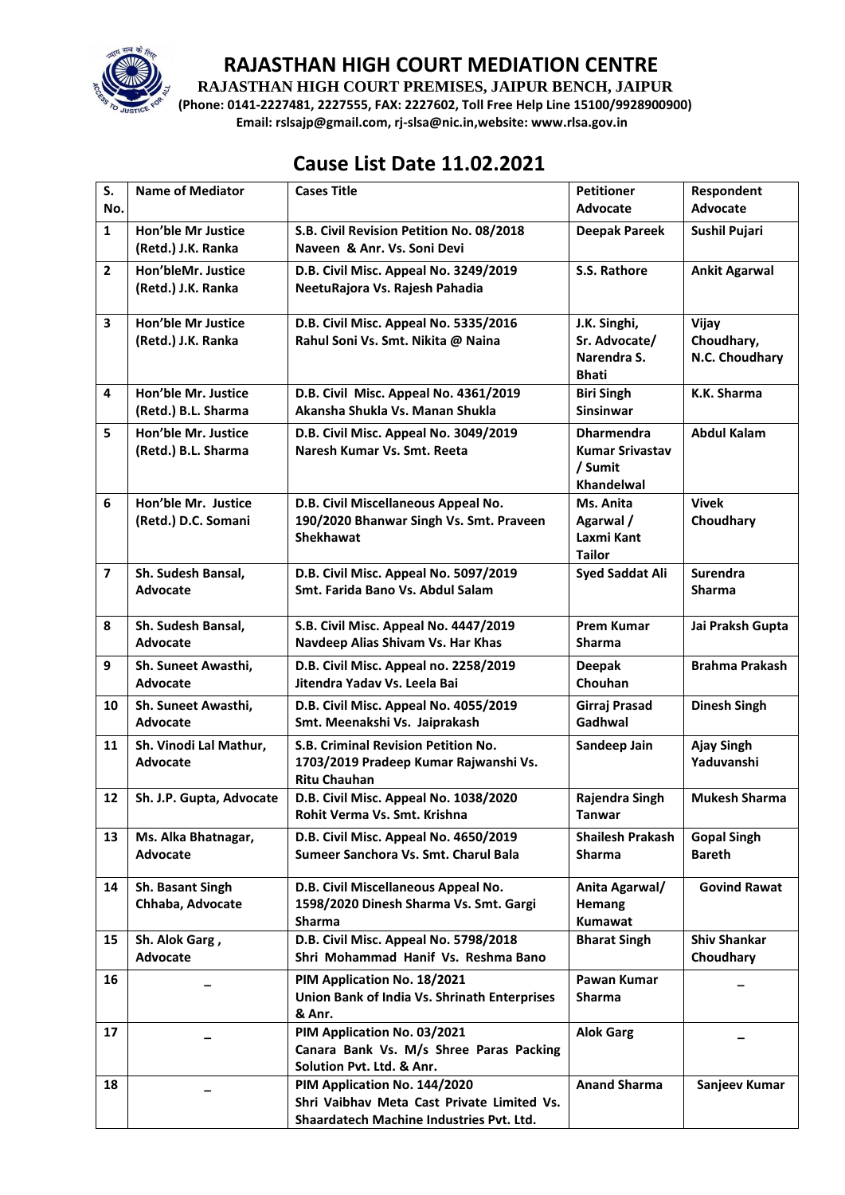# RAJASTHAN HIGH COURT MEDIATION CENTRE

**RAJASTHAN HIGH COURT PREMISES, JAIPUR BENCH, JAIPUR**

**(Phone: 0141-2227481, 2227555, FAX: 2227602, Toll Free Help Line 15100/9928900900)**

**Email: rslsajp@gmail.com, rj-slsa@nic.in,website: www.rlsa.gov.in**

## Cause List Date 11.02.2021

| S. No. | Name of Mediator | Cases Title | Petitioner Advocate | Respondent Advocate |
|---|---|---|---|---|
| 1 | Hon'ble Mr Justice (Retd.) J.K. Ranka | S.B. Civil Revision Petition No. 08/2018 Naveen & Anr. Vs. Soni Devi | Deepak Pareek | Sushil Pujari |
| 2 | Hon'bleMr. Justice (Retd.) J.K. Ranka | D.B. Civil Misc. Appeal No. 3249/2019 NeetuRajora Vs. Rajesh Pahadia | S.S. Rathore | Ankit Agarwal |
| 3 | Hon'ble Mr Justice (Retd.) J.K. Ranka | D.B. Civil Misc. Appeal No. 5335/2016 Rahul Soni Vs. Smt. Nikita @ Naina | J.K. Singhi, Sr. Advocate/ Narendra S. Bhati | Vijay Choudhary, N.C. Choudhary |
| 4 | Hon'ble Mr. Justice (Retd.) B.L. Sharma | D.B. Civil Misc. Appeal No. 4361/2019 Akansha Shukla Vs. Manan Shukla | Biri Singh Sinsinwar | K.K. Sharma |
| 5 | Hon'ble Mr. Justice (Retd.) B.L. Sharma | D.B. Civil Misc. Appeal No. 3049/2019 Naresh Kumar Vs. Smt. Reeta | Dharmendra Kumar Srivastav / Sumit Khandelwal | Abdul Kalam |
| 6 | Hon'ble Mr. Justice (Retd.) D.C. Somani | D.B. Civil Miscellaneous Appeal No. 190/2020 Bhanwar Singh Vs. Smt. Praveen Shekhawat | Ms. Anita Agarwal / Laxmi Kant Tailor | Vivek Choudhary |
| 7 | Sh. Sudesh Bansal, Advocate | D.B. Civil Misc. Appeal No. 5097/2019 Smt. Farida Bano Vs. Abdul Salam | Syed Saddat Ali | Surendra Sharma |
| 8 | Sh. Sudesh Bansal, Advocate | S.B. Civil Misc. Appeal No. 4447/2019 Navdeep Alias Shivam Vs. Har Khas | Prem Kumar Sharma | Jai Praksh Gupta |
| 9 | Sh. Suneet Awasthi, Advocate | D.B. Civil Misc. Appeal no. 2258/2019 Jitendra Yadav Vs. Leela Bai | Deepak Chouhan | Brahma Prakash |
| 10 | Sh. Suneet Awasthi, Advocate | D.B. Civil Misc. Appeal No. 4055/2019 Smt. Meenakshi Vs. Jaiprakash | Girraj Prasad Gadhwal | Dinesh Singh |
| 11 | Sh. Vinodi Lal Mathur, Advocate | S.B. Criminal Revision Petition No. 1703/2019 Pradeep Kumar Rajwanshi Vs. Ritu Chauhan | Sandeep Jain | Ajay Singh Yaduvanshi |
| 12 | Sh. J.P. Gupta, Advocate | D.B. Civil Misc. Appeal No. 1038/2020 Rohit Verma Vs. Smt. Krishna | Rajendra Singh Tanwar | Mukesh Sharma |
| 13 | Ms. Alka Bhatnagar, Advocate | D.B. Civil Misc. Appeal No. 4650/2019 Sumeer Sanchora Vs. Smt. Charul Bala | Shailesh Prakash Sharma | Gopal Singh Bareth |
| 14 | Sh. Basant Singh Chhaba, Advocate | D.B. Civil Miscellaneous Appeal No. 1598/2020 Dinesh Sharma Vs. Smt. Gargi Sharma | Anita Agarwal/ Hemang Kumawat | Govind Rawat |
| 15 | Sh. Alok Garg , Advocate | D.B. Civil Misc. Appeal No. 5798/2018 Shri Mohammad Hanif Vs. Reshma Bano | Bharat Singh | Shiv Shankar Choudhary |
| 16 | _ | PIM Application No. 18/2021 Union Bank of India Vs. Shrinath Enterprises & Anr. | Pawan Kumar Sharma | _ |
| 17 | _ | PIM Application No. 03/2021 Canara Bank Vs. M/s Shree Paras Packing Solution Pvt. Ltd. & Anr. | Alok Garg | _ |
| 18 | _ | PIM Application No. 144/2020 Shri Vaibhav Meta Cast Private Limited Vs. Shaardatech Machine Industries Pvt. Ltd. | Anand Sharma | Sanjeev Kumar |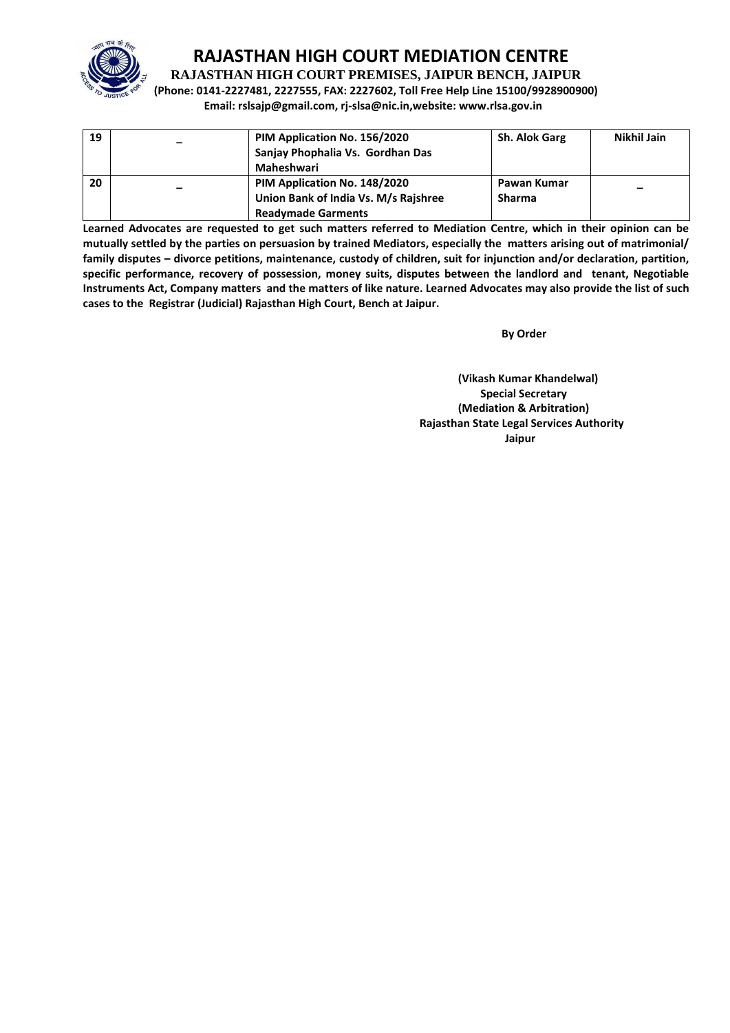# RAJASTHAN HIGH COURT MEDIATION CENTRE

**RAJASTHAN HIGH COURT PREMISES, JAIPUR BENCH, JAIPUR**

**(Phone: 0141-2227481, 2227555, FAX: 2227602, Toll Free Help Line 15100/9928900900)**

**Email: rslsajp@gmail.com, rj-slsa@nic.in,website: www.rlsa.gov.in**

| | | | | |
|---|---|---|---|---|
| 19 | – | **PIM Application No. 156/2020 Sanjay Phophalia Vs. Gordhan Das Maheshwari** | **Sh. Alok Garg** | **Nikhil Jain** |
| 20 | – | **PIM Application No. 148/2020 Union Bank of India Vs. M/s Rajshree Readymade Garments** | **Pawan Kumar Sharma** | – |

**Learned Advocates are requested to get such matters referred to Mediation Centre, which in their opinion can be mutually settled by the parties on persuasion by trained Mediators, especially the matters arising out of matrimonial/ family disputes – divorce petitions, maintenance, custody of children, suit for injunction and/or declaration, partition, specific performance, recovery of possession, money suits, disputes between the landlord and tenant, Negotiable Instruments Act, Company matters and the matters of like nature. Learned Advocates may also provide the list of such cases to the Registrar (Judicial) Rajasthan High Court, Bench at Jaipur.**

**By Order**

**(Vikash Kumar Khandelwal)**
**Special Secretary**
**(Mediation & Arbitration)**
**Rajasthan State Legal Services Authority**
**Jaipur**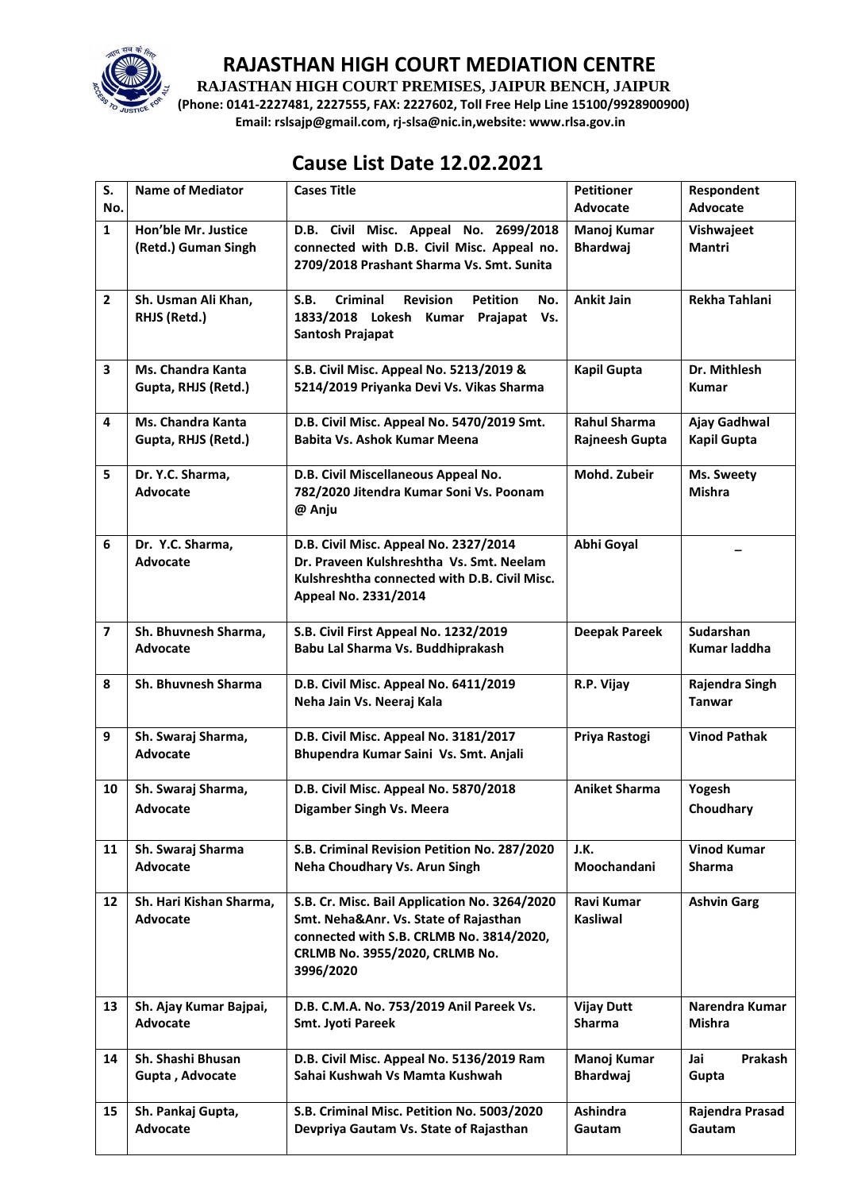# RAJASTHAN HIGH COURT MEDIATION CENTRE

**RAJASTHAN HIGH COURT PREMISES, JAIPUR BENCH, JAIPUR**

**(Phone: 0141-2227481, 2227555, FAX: 2227602, Toll Free Help Line 15100/9928900900)**

**Email: rslsajp@gmail.com, rj-slsa@nic.in,website: www.rlsa.gov.in**

## Cause List Date 12.02.2021

| S. No. | Name of Mediator | Cases Title | Petitioner Advocate | Respondent Advocate |
|---|---|---|---|---|
| 1 | Hon'ble Mr. Justice (Retd.) Guman Singh | D.B. Civil Misc. Appeal No. 2699/2018 connected with D.B. Civil Misc. Appeal no. 2709/2018 Prashant Sharma Vs. Smt. Sunita | Manoj Kumar Bhardwaj | Vishwajeet Mantri |
| 2 | Sh. Usman Ali Khan, RHJS (Retd.) | S.B. Criminal Revision Petition No. 1833/2018 Lokesh Kumar Prajapat Vs. Santosh Prajapat | Ankit Jain | Rekha Tahlani |
| 3 | Ms. Chandra Kanta Gupta, RHJS (Retd.) | S.B. Civil Misc. Appeal No. 5213/2019 & 5214/2019 Priyanka Devi Vs. Vikas Sharma | Kapil Gupta | Dr. Mithlesh Kumar |
| 4 | Ms. Chandra Kanta Gupta, RHJS (Retd.) | D.B. Civil Misc. Appeal No. 5470/2019 Smt. Babita Vs. Ashok Kumar Meena | Rahul Sharma Rajneesh Gupta | Ajay Gadhwal Kapil Gupta |
| 5 | Dr. Y.C. Sharma, Advocate | D.B. Civil Miscellaneous Appeal No. 782/2020 Jitendra Kumar Soni Vs. Poonam @ Anju | Mohd. Zubeir | Ms. Sweety Mishra |
| 6 | Dr. Y.C. Sharma, Advocate | D.B. Civil Misc. Appeal No. 2327/2014 Dr. Praveen Kulshreshtha Vs. Smt. Neelam Kulshreshtha connected with D.B. Civil Misc. Appeal No. 2331/2014 | Abhi Goyal | – |
| 7 | Sh. Bhuvnesh Sharma, Advocate | S.B. Civil First Appeal No. 1232/2019 Babu Lal Sharma Vs. Buddhiprakash | Deepak Pareek | Sudarshan Kumar laddha |
| 8 | Sh. Bhuvnesh Sharma | D.B. Civil Misc. Appeal No. 6411/2019 Neha Jain Vs. Neeraj Kala | R.P. Vijay | Rajendra Singh Tanwar |
| 9 | Sh. Swaraj Sharma, Advocate | D.B. Civil Misc. Appeal No. 3181/2017 Bhupendra Kumar Saini Vs. Smt. Anjali | Priya Rastogi | Vinod Pathak |
| 10 | Sh. Swaraj Sharma, Advocate | D.B. Civil Misc. Appeal No. 5870/2018 Digamber Singh Vs. Meera | Aniket Sharma | Yogesh Choudhary |
| 11 | Sh. Swaraj Sharma Advocate | S.B. Criminal Revision Petition No. 287/2020 Neha Choudhary Vs. Arun Singh | J.K. Moochandani | Vinod Kumar Sharma |
| 12 | Sh. Hari Kishan Sharma, Advocate | S.B. Cr. Misc. Bail Application No. 3264/2020 Smt. Neha&Anr. Vs. State of Rajasthan connected with S.B. CRLMB No. 3814/2020, CRLMB No. 3955/2020, CRLMB No. 3996/2020 | Ravi Kumar Kasliwal | Ashvin Garg |
| 13 | Sh. Ajay Kumar Bajpai, Advocate | D.B. C.M.A. No. 753/2019 Anil Pareek Vs. Smt. Jyoti Pareek | Vijay Dutt Sharma | Narendra Kumar Mishra |
| 14 | Sh. Shashi Bhusan Gupta , Advocate | D.B. Civil Misc. Appeal No. 5136/2019 Ram Sahai Kushwah Vs Mamta Kushwah | Manoj Kumar Bhardwaj | Jai Prakash Gupta |
| 15 | Sh. Pankaj Gupta, Advocate | S.B. Criminal Misc. Petition No. 5003/2020 Devpriya Gautam Vs. State of Rajasthan | Ashindra Gautam | Rajendra Prasad Gautam |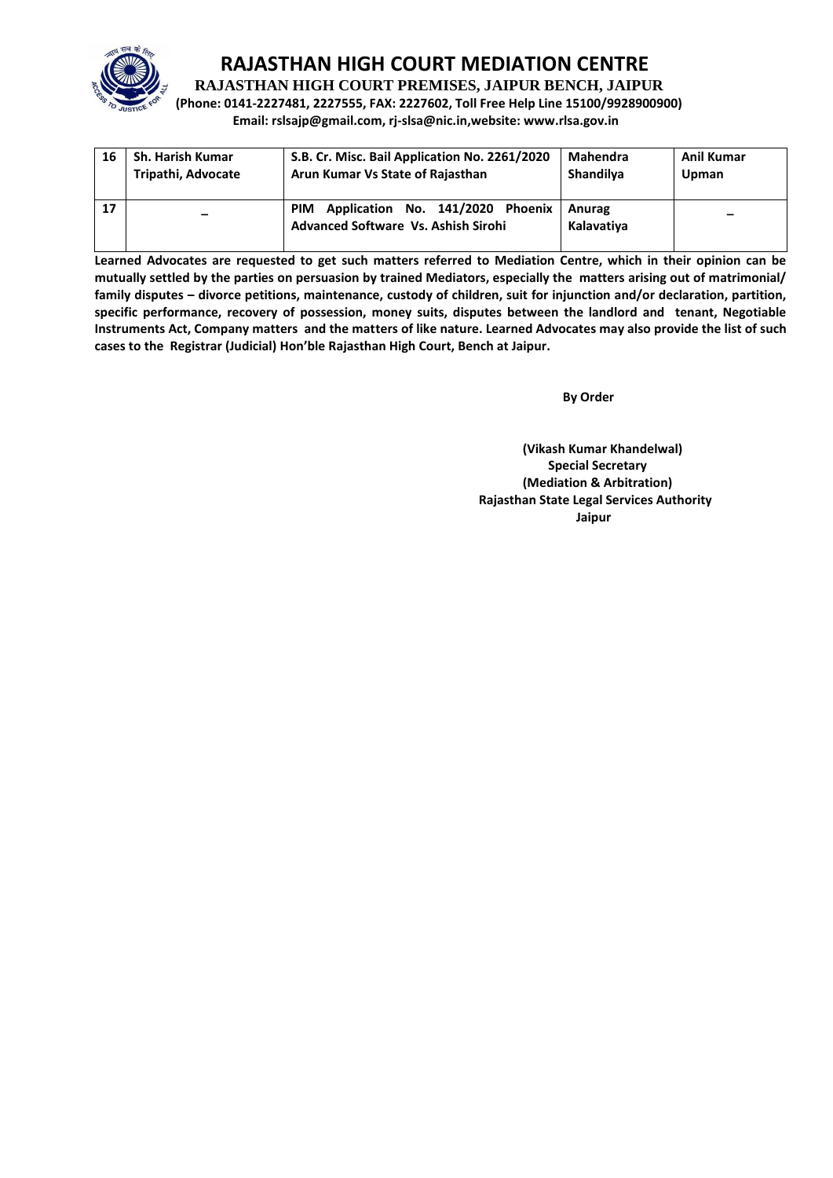# RAJASTHAN HIGH COURT MEDIATION CENTRE

**RAJASTHAN HIGH COURT PREMISES, JAIPUR BENCH, JAIPUR**

**(Phone: 0141-2227481, 2227555, FAX: 2227602, Toll Free Help Line 15100/9928900900)**

**Email: rslsajp@gmail.com, rj-slsa@nic.in,website: www.rlsa.gov.in**

| | | | | |
|---|---|---|---|---|
| 16 | Sh. Harish Kumar Tripathi, Advocate | S.B. Cr. Misc. Bail Application No. 2261/2020 Arun Kumar Vs State of Rajasthan | Mahendra Shandilya | Anil Kumar Upman |
| 17 | – | PIM Application No. 141/2020 Phoenix Advanced Software Vs. Ashish Sirohi | Anurag Kalavatiya | – |

**Learned Advocates are requested to get such matters referred to Mediation Centre, which in their opinion can be mutually settled by the parties on persuasion by trained Mediators, especially the matters arising out of matrimonial/ family disputes – divorce petitions, maintenance, custody of children, suit for injunction and/or declaration, partition, specific performance, recovery of possession, money suits, disputes between the landlord and tenant, Negotiable Instruments Act, Company matters and the matters of like nature. Learned Advocates may also provide the list of such cases to the Registrar (Judicial) Hon'ble Rajasthan High Court, Bench at Jaipur.**

**By Order**

**(Vikash Kumar Khandelwal)**
**Special Secretary**
**(Mediation & Arbitration)**
**Rajasthan State Legal Services Authority**
**Jaipur**